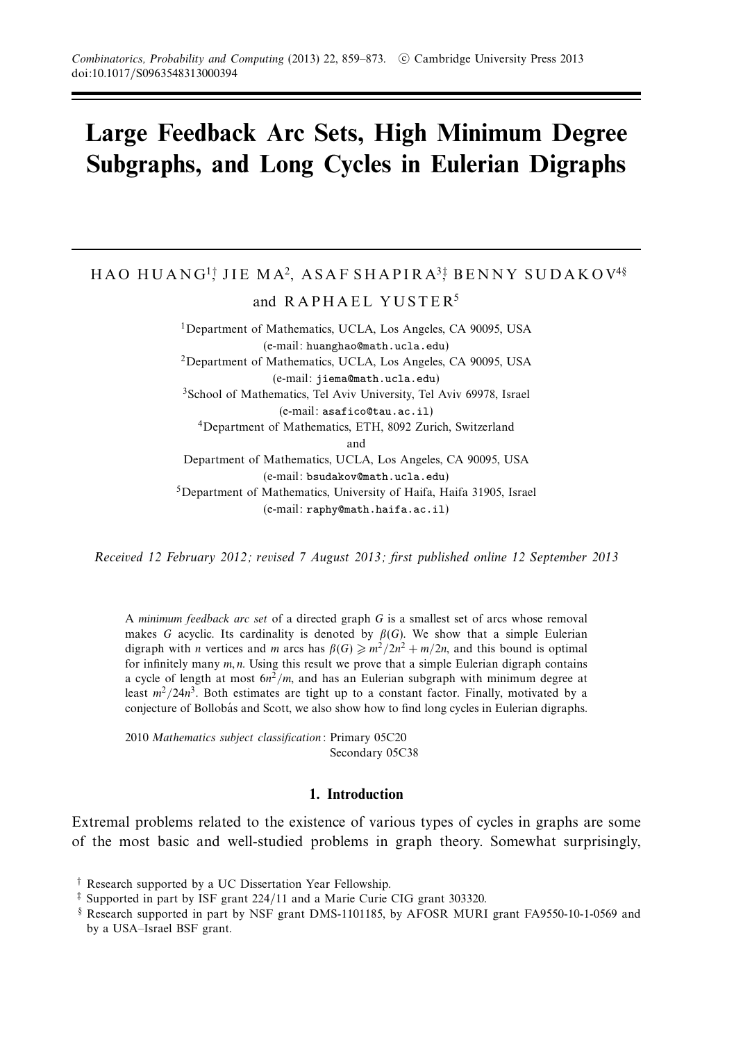# Large Feedback Arc Sets, High Minimum Degree Subgraphs, and Long Cycles in Eulerian Digraphs

HAO HUANG[1]†, JIE MA[2], ASAF SHAPIRA[3]‡, BENNY SUDAKOV[4]§ and RAPHAEL YUSTER[5]

[1]Department of Mathematics, UCLA, Los Angeles, CA 90095, USA
(e-mail: huanghao@math.ucla.edu)

[2]Department of Mathematics, UCLA, Los Angeles, CA 90095, USA
(e-mail: jiema@math.ucla.edu)

[3]School of Mathematics, Tel Aviv University, Tel Aviv 69978, Israel
(e-mail: asafico@tau.ac.il)

[4]Department of Mathematics, ETH, 8092 Zurich, Switzerland
and
Department of Mathematics, UCLA, Los Angeles, CA 90095, USA
(e-mail: bsudakov@math.ucla.edu)

[5]Department of Mathematics, University of Haifa, Haifa 31905, Israel
(e-mail: raphy@math.haifa.ac.il)

*Received 12 February 2012; revised 7 August 2013; first published online 12 September 2013*

A *minimum feedback arc set* of a directed graph $G$ is a smallest set of arcs whose removal makes $G$ acyclic. Its cardinality is denoted by $\beta(G)$. We show that a simple Eulerian digraph with $n$ vertices and $m$ arcs has $\beta(G) \geqslant m^2/2n^2 + m/2n$, and this bound is optimal for infinitely many $m, n$. Using this result we prove that a simple Eulerian digraph contains a cycle of length at most $6n^2/m$, and has an Eulerian subgraph with minimum degree at least $m^2/24n^3$. Both estimates are tight up to a constant factor. Finally, motivated by a conjecture of Bollobás and Scott, we also show how to find long cycles in Eulerian digraphs.

2010 *Mathematics subject classification*: Primary 05C20
Secondary 05C38

## 1. Introduction

Extremal problems related to the existence of various types of cycles in graphs are some of the most basic and well-studied problems in graph theory. Somewhat surprisingly,

† Research supported by a UC Dissertation Year Fellowship.

‡ Supported in part by ISF grant 224/11 and a Marie Curie CIG grant 303320.

§ Research supported in part by NSF grant DMS-1101185, by AFOSR MURI grant FA9550-10-1-0569 and by a USA–Israel BSF grant.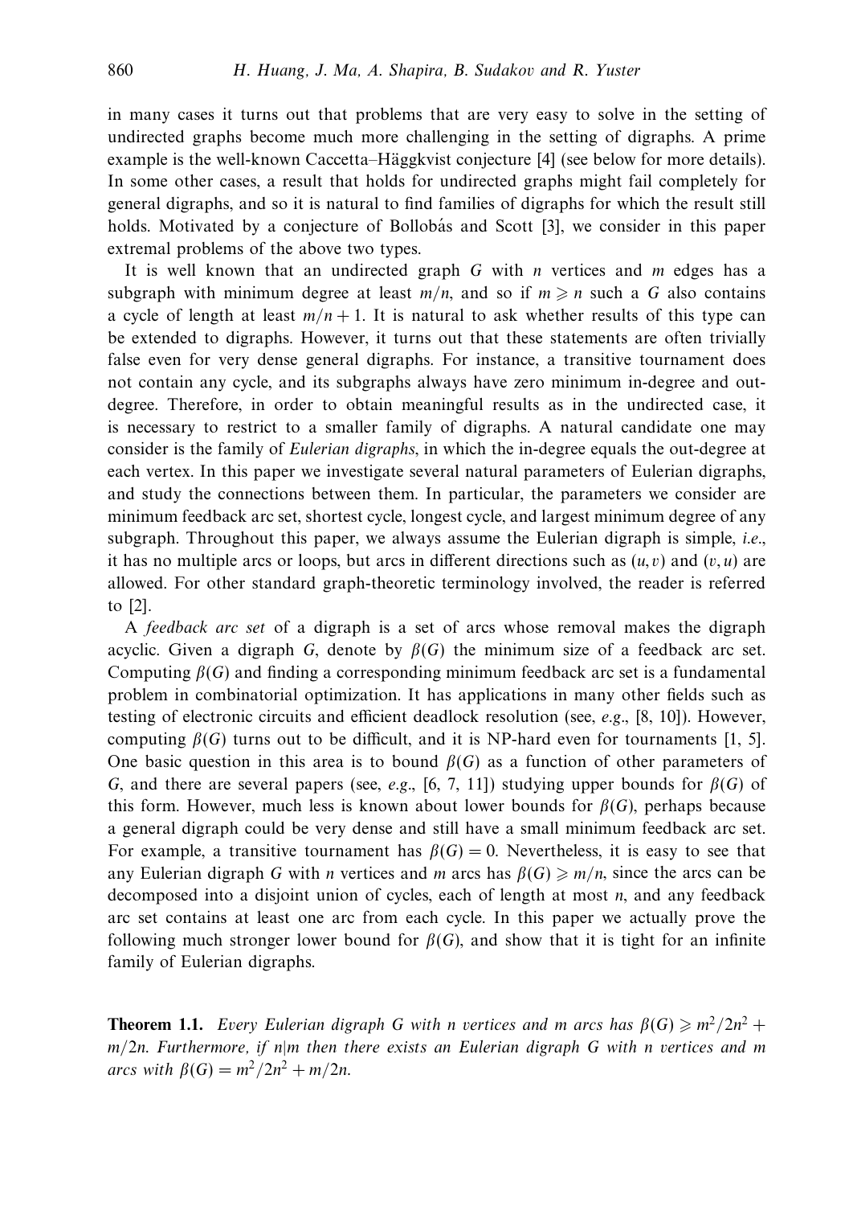in many cases it turns out that problems that are very easy to solve in the setting of undirected graphs become much more challenging in the setting of digraphs. A prime example is the well-known Caccetta–Häggkvist conjecture [4] (see below for more details). In some other cases, a result that holds for undirected graphs might fail completely for general digraphs, and so it is natural to find families of digraphs for which the result still holds. Motivated by a conjecture of Bollobás and Scott [3], we consider in this paper extremal problems of the above two types.

It is well known that an undirected graph $G$ with $n$ vertices and $m$ edges has a subgraph with minimum degree at least $m/n$, and so if $m \geqslant n$ such a $G$ also contains a cycle of length at least $m/n + 1$. It is natural to ask whether results of this type can be extended to digraphs. However, it turns out that these statements are often trivially false even for very dense general digraphs. For instance, a transitive tournament does not contain any cycle, and its subgraphs always have zero minimum in-degree and out-degree. Therefore, in order to obtain meaningful results as in the undirected case, it is necessary to restrict to a smaller family of digraphs. A natural candidate one may consider is the family of *Eulerian digraphs*, in which the in-degree equals the out-degree at each vertex. In this paper we investigate several natural parameters of Eulerian digraphs, and study the connections between them. In particular, the parameters we consider are minimum feedback arc set, shortest cycle, longest cycle, and largest minimum degree of any subgraph. Throughout this paper, we always assume the Eulerian digraph is simple, *i.e.*, it has no multiple arcs or loops, but arcs in different directions such as $(u, v)$ and $(v, u)$ are allowed. For other standard graph-theoretic terminology involved, the reader is referred to [2].

A *feedback arc set* of a digraph is a set of arcs whose removal makes the digraph acyclic. Given a digraph $G$, denote by $\beta(G)$ the minimum size of a feedback arc set. Computing $\beta(G)$ and finding a corresponding minimum feedback arc set is a fundamental problem in combinatorial optimization. It has applications in many other fields such as testing of electronic circuits and efficient deadlock resolution (see, *e.g.*, [8, 10]). However, computing $\beta(G)$ turns out to be difficult, and it is NP-hard even for tournaments [1, 5]. One basic question in this area is to bound $\beta(G)$ as a function of other parameters of $G$, and there are several papers (see, *e.g.*, [6, 7, 11]) studying upper bounds for $\beta(G)$ of this form. However, much less is known about lower bounds for $\beta(G)$, perhaps because a general digraph could be very dense and still have a small minimum feedback arc set. For example, a transitive tournament has $\beta(G) = 0$. Nevertheless, it is easy to see that any Eulerian digraph $G$ with $n$ vertices and $m$ arcs has $\beta(G) \geqslant m/n$, since the arcs can be decomposed into a disjoint union of cycles, each of length at most $n$, and any feedback arc set contains at least one arc from each cycle. In this paper we actually prove the following much stronger lower bound for $\beta(G)$, and show that it is tight for an infinite family of Eulerian digraphs.

**Theorem 1.1.** *Every Eulerian digraph $G$ with $n$ vertices and $m$ arcs has $\beta(G) \geqslant m^2/2n^2 + m/2n$. Furthermore, if $n|m$ then there exists an Eulerian digraph $G$ with $n$ vertices and $m$ arcs with $\beta(G) = m^2/2n^2 + m/2n$.*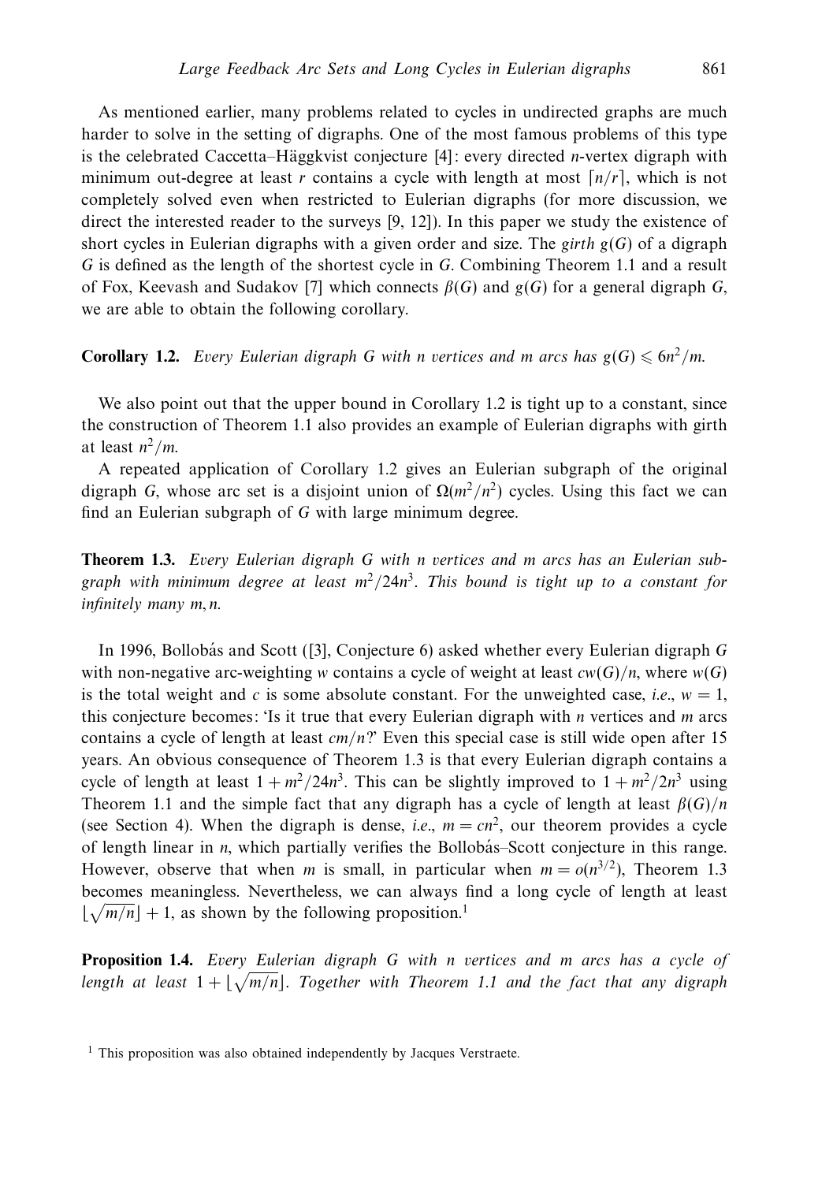As mentioned earlier, many problems related to cycles in undirected graphs are much harder to solve in the setting of digraphs. One of the most famous problems of this type is the celebrated Caccetta–Häggkvist conjecture [4]: every directed $n$-vertex digraph with minimum out-degree at least $r$ contains a cycle with length at most $\lceil n/r \rceil$, which is not completely solved even when restricted to Eulerian digraphs (for more discussion, we direct the interested reader to the surveys [9, 12]). In this paper we study the existence of short cycles in Eulerian digraphs with a given order and size. The *girth* $g(G)$ of a digraph $G$ is defined as the length of the shortest cycle in $G$. Combining Theorem 1.1 and a result of Fox, Keevash and Sudakov [7] which connects $\beta(G)$ and $g(G)$ for a general digraph $G$, we are able to obtain the following corollary.

**Corollary 1.2.** *Every Eulerian digraph $G$ with $n$ vertices and $m$ arcs has $g(G) \leqslant 6n^2/m$.*

We also point out that the upper bound in Corollary 1.2 is tight up to a constant, since the construction of Theorem 1.1 also provides an example of Eulerian digraphs with girth at least $n^2/m$.

A repeated application of Corollary 1.2 gives an Eulerian subgraph of the original digraph $G$, whose arc set is a disjoint union of $\Omega(m^2/n^2)$ cycles. Using this fact we can find an Eulerian subgraph of $G$ with large minimum degree.

**Theorem 1.3.** *Every Eulerian digraph $G$ with $n$ vertices and $m$ arcs has an Eulerian subgraph with minimum degree at least $m^2/24n^3$. This bound is tight up to a constant for infinitely many $m, n$.*

In 1996, Bollobás and Scott ([3], Conjecture 6) asked whether every Eulerian digraph $G$ with non-negative arc-weighting $w$ contains a cycle of weight at least $cw(G)/n$, where $w(G)$ is the total weight and $c$ is some absolute constant. For the unweighted case, *i.e.*, $w = 1$, this conjecture becomes: 'Is it true that every Eulerian digraph with $n$ vertices and $m$ arcs contains a cycle of length at least $cm/n$?' Even this special case is still wide open after 15 years. An obvious consequence of Theorem 1.3 is that every Eulerian digraph contains a cycle of length at least $1 + m^2/24n^3$. This can be slightly improved to $1 + m^2/2n^3$ using Theorem 1.1 and the simple fact that any digraph has a cycle of length at least $\beta(G)/n$ (see Section 4). When the digraph is dense, *i.e.*, $m = cn^2$, our theorem provides a cycle of length linear in $n$, which partially verifies the Bollobás–Scott conjecture in this range. However, observe that when $m$ is small, in particular when $m = o(n^{3/2})$, Theorem 1.3 becomes meaningless. Nevertheless, we can always find a long cycle of length at least $\lfloor \sqrt{m/n} \rfloor + 1$, as shown by the following proposition.[1]

**Proposition 1.4.** *Every Eulerian digraph $G$ with $n$ vertices and $m$ arcs has a cycle of length at least $1 + \lfloor \sqrt{m/n} \rfloor$. Together with Theorem 1.1 and the fact that any digraph*

[1] This proposition was also obtained independently by Jacques Verstraete.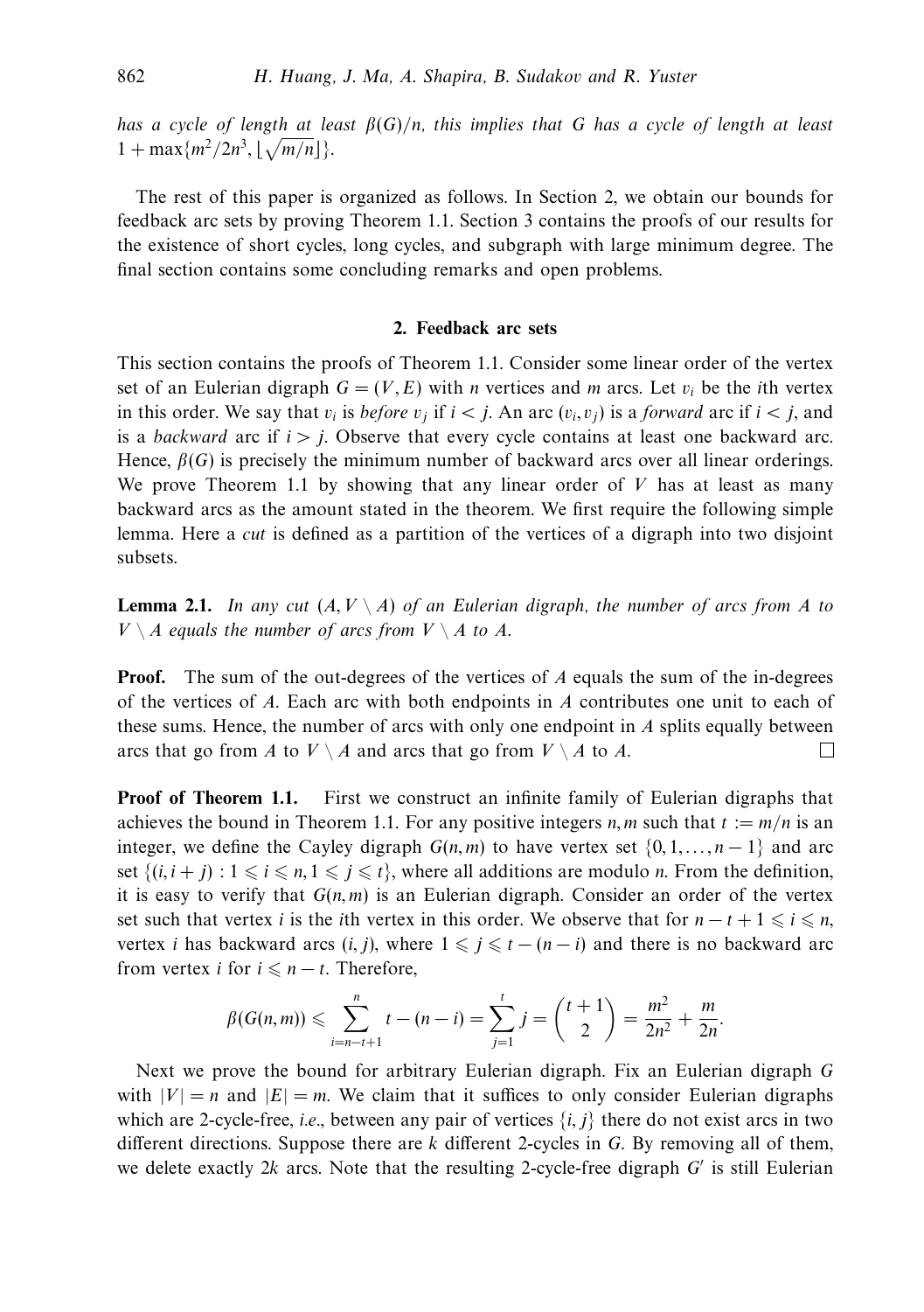*has a cycle of length at least $\beta(G)/n$, this implies that $G$ has a cycle of length at least $1 + \max\{m^2/2n^3, \lfloor\sqrt{m/n}\rfloor\}$.*

The rest of this paper is organized as follows. In Section 2, we obtain our bounds for feedback arc sets by proving Theorem 1.1. Section 3 contains the proofs of our results for the existence of short cycles, long cycles, and subgraph with large minimum degree. The final section contains some concluding remarks and open problems.

## 2. Feedback arc sets

This section contains the proofs of Theorem 1.1. Consider some linear order of the vertex set of an Eulerian digraph $G = (V, E)$ with $n$ vertices and $m$ arcs. Let $v_i$ be the $i$th vertex in this order. We say that $v_i$ is *before* $v_j$ if $i < j$. An arc $(v_i, v_j)$ is a *forward* arc if $i < j$, and is a *backward* arc if $i > j$. Observe that every cycle contains at least one backward arc. Hence, $\beta(G)$ is precisely the minimum number of backward arcs over all linear orderings. We prove Theorem 1.1 by showing that any linear order of $V$ has at least as many backward arcs as the amount stated in the theorem. We first require the following simple lemma. Here a *cut* is defined as a partition of the vertices of a digraph into two disjoint subsets.

**Lemma 2.1.** *In any cut $(A, V \setminus A)$ of an Eulerian digraph, the number of arcs from $A$ to $V \setminus A$ equals the number of arcs from $V \setminus A$ to $A$.*

**Proof.** The sum of the out-degrees of the vertices of $A$ equals the sum of the in-degrees of the vertices of $A$. Each arc with both endpoints in $A$ contributes one unit to each of these sums. Hence, the number of arcs with only one endpoint in $A$ splits equally between arcs that go from $A$ to $V \setminus A$ and arcs that go from $V \setminus A$ to $A$. □

**Proof of Theorem 1.1.** First we construct an infinite family of Eulerian digraphs that achieves the bound in Theorem 1.1. For any positive integers $n, m$ such that $t := m/n$ is an integer, we define the Cayley digraph $G(n, m)$ to have vertex set $\{0, 1, \ldots, n-1\}$ and arc set $\{(i, i + j) : 1 \leqslant i \leqslant n, 1 \leqslant j \leqslant t\}$, where all additions are modulo $n$. From the definition, it is easy to verify that $G(n, m)$ is an Eulerian digraph. Consider an order of the vertex set such that vertex $i$ is the $i$th vertex in this order. We observe that for $n - t + 1 \leqslant i \leqslant n$, vertex $i$ has backward arcs $(i, j)$, where $1 \leqslant j \leqslant t - (n - i)$ and there is no backward arc from vertex $i$ for $i \leqslant n - t$. Therefore,

$$\beta(G(n, m)) \leqslant \sum_{i=n-t+1}^{n} t - (n - i) = \sum_{j=1}^{t} j = \binom{t+1}{2} = \frac{m^2}{2n^2} + \frac{m}{2n}.$$

Next we prove the bound for arbitrary Eulerian digraph. Fix an Eulerian digraph $G$ with $|V| = n$ and $|E| = m$. We claim that it suffices to only consider Eulerian digraphs which are 2-cycle-free, *i.e.*, between any pair of vertices $\{i, j\}$ there do not exist arcs in two different directions. Suppose there are $k$ different 2-cycles in $G$. By removing all of them, we delete exactly $2k$ arcs. Note that the resulting 2-cycle-free digraph $G'$ is still Eulerian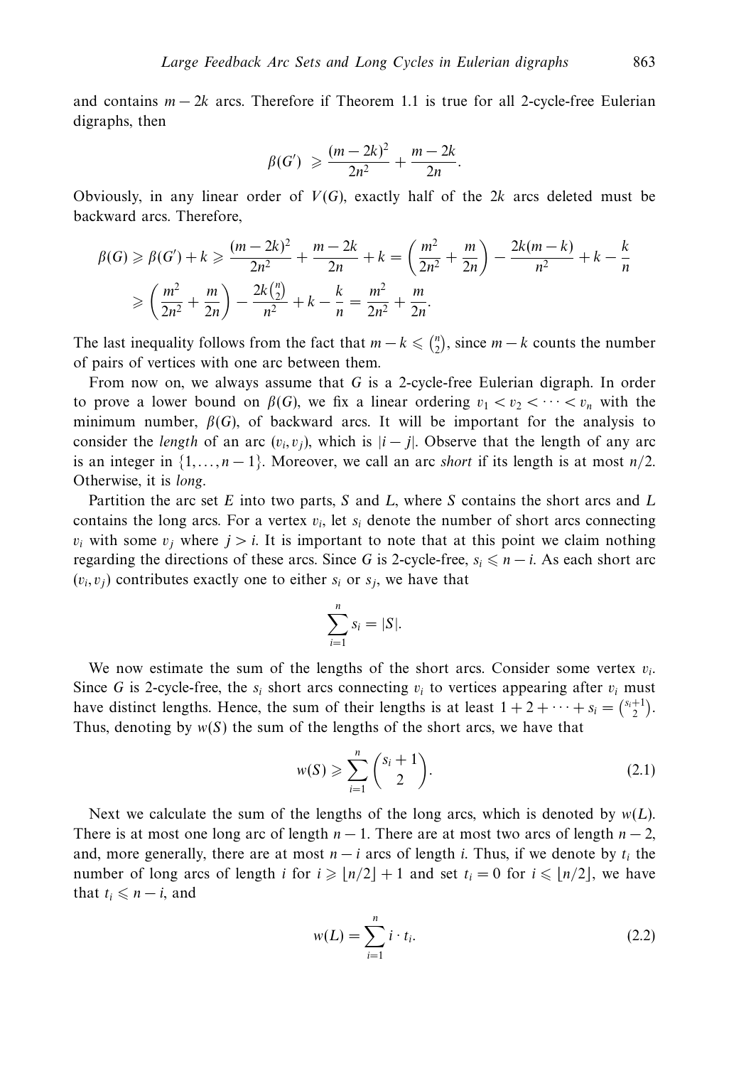and contains $m-2k$ arcs. Therefore if Theorem 1.1 is true for all 2-cycle-free Eulerian digraphs, then

$$\beta(G') \geqslant \frac{(m-2k)^2}{2n^2} + \frac{m-2k}{2n}.$$

Obviously, in any linear order of $V(G)$, exactly half of the $2k$ arcs deleted must be backward arcs. Therefore,

$$\begin{aligned}\beta(G) \geqslant \beta(G') + k &\geqslant \frac{(m-2k)^2}{2n^2} + \frac{m-2k}{2n} + k = \left(\frac{m^2}{2n^2} + \frac{m}{2n}\right) - \frac{2k(m-k)}{n^2} + k - \frac{k}{n} \\ &\geqslant \left(\frac{m^2}{2n^2} + \frac{m}{2n}\right) - \frac{2k\binom{n}{2}}{n^2} + k - \frac{k}{n} = \frac{m^2}{2n^2} + \frac{m}{2n}.\end{aligned}$$

The last inequality follows from the fact that $m-k \leqslant \binom{n}{2}$, since $m-k$ counts the number of pairs of vertices with one arc between them.

From now on, we always assume that $G$ is a 2-cycle-free Eulerian digraph. In order to prove a lower bound on $\beta(G)$, we fix a linear ordering $v_1 < v_2 < \cdots < v_n$ with the minimum number, $\beta(G)$, of backward arcs. It will be important for the analysis to consider the *length* of an arc $(v_i, v_j)$, which is $|i-j|$. Observe that the length of any arc is an integer in $\{1, \ldots, n-1\}$. Moreover, we call an arc *short* if its length is at most $n/2$. Otherwise, it is *long*.

Partition the arc set $E$ into two parts, $S$ and $L$, where $S$ contains the short arcs and $L$ contains the long arcs. For a vertex $v_i$, let $s_i$ denote the number of short arcs connecting $v_i$ with some $v_j$ where $j > i$. It is important to note that at this point we claim nothing regarding the directions of these arcs. Since $G$ is 2-cycle-free, $s_i \leqslant n-i$. As each short arc $(v_i, v_j)$ contributes exactly one to either $s_i$ or $s_j$, we have that

$$\sum_{i=1}^{n} s_i = |S|.$$

We now estimate the sum of the lengths of the short arcs. Consider some vertex $v_i$. Since $G$ is 2-cycle-free, the $s_i$ short arcs connecting $v_i$ to vertices appearing after $v_i$ must have distinct lengths. Hence, the sum of their lengths is at least $1 + 2 + \cdots + s_i = \binom{s_i+1}{2}$. Thus, denoting by $w(S)$ the sum of the lengths of the short arcs, we have that

$$w(S) \geqslant \sum_{i=1}^{n} \binom{s_i+1}{2}. \tag{2.1}$$

Next we calculate the sum of the lengths of the long arcs, which is denoted by $w(L)$. There is at most one long arc of length $n-1$. There are at most two arcs of length $n-2$, and, more generally, there are at most $n-i$ arcs of length $i$. Thus, if we denote by $t_i$ the number of long arcs of length $i$ for $i \geqslant \lfloor n/2 \rfloor + 1$ and set $t_i = 0$ for $i \leqslant \lfloor n/2 \rfloor$, we have that $t_i \leqslant n-i$, and

$$w(L) = \sum_{i=1}^{n} i \cdot t_i. \tag{2.2}$$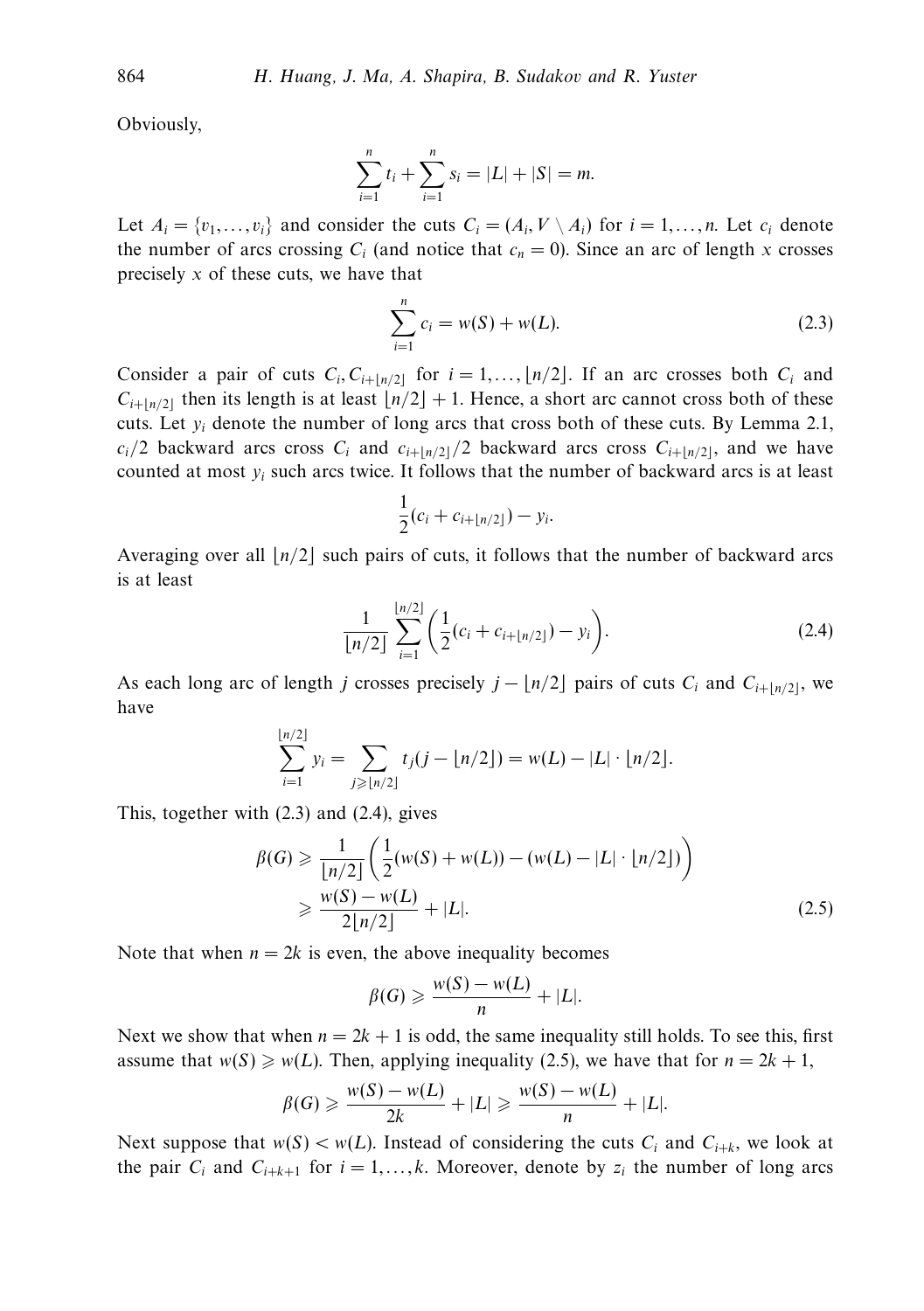Obviously,

$$\sum_{i=1}^{n} t_i + \sum_{i=1}^{n} s_i = |L| + |S| = m.$$

Let $A_i = \{v_1, \ldots, v_i\}$ and consider the cuts $C_i = (A_i, V \setminus A_i)$ for $i = 1, \ldots, n$. Let $c_i$ denote the number of arcs crossing $C_i$ (and notice that $c_n = 0$). Since an arc of length $x$ crosses precisely $x$ of these cuts, we have that

$$\sum_{i=1}^{n} c_i = w(S) + w(L). \tag{2.3}$$

Consider a pair of cuts $C_i, C_{i+\lfloor n/2 \rfloor}$ for $i = 1, \ldots, \lfloor n/2 \rfloor$. If an arc crosses both $C_i$ and $C_{i+\lfloor n/2 \rfloor}$ then its length is at least $\lfloor n/2 \rfloor + 1$. Hence, a short arc cannot cross both of these cuts. Let $y_i$ denote the number of long arcs that cross both of these cuts. By Lemma 2.1, $c_i/2$ backward arcs cross $C_i$ and $c_{i+\lfloor n/2 \rfloor}/2$ backward arcs cross $C_{i+\lfloor n/2 \rfloor}$, and we have counted at most $y_i$ such arcs twice. It follows that the number of backward arcs is at least

$$\frac{1}{2}(c_i + c_{i+\lfloor n/2 \rfloor}) - y_i.$$

Averaging over all $\lfloor n/2 \rfloor$ such pairs of cuts, it follows that the number of backward arcs is at least

$$\frac{1}{\lfloor n/2 \rfloor} \sum_{i=1}^{\lfloor n/2 \rfloor} \left( \frac{1}{2}(c_i + c_{i+\lfloor n/2 \rfloor}) - y_i \right). \tag{2.4}$$

As each long arc of length $j$ crosses precisely $j - \lfloor n/2 \rfloor$ pairs of cuts $C_i$ and $C_{i+\lfloor n/2 \rfloor}$, we have

$$\sum_{i=1}^{\lfloor n/2 \rfloor} y_i = \sum_{j \geqslant \lfloor n/2 \rfloor} t_j (j - \lfloor n/2 \rfloor) = w(L) - |L| \cdot \lfloor n/2 \rfloor.$$

This, together with (2.3) and (2.4), gives

$$\begin{aligned}
\beta(G) &\geqslant \frac{1}{\lfloor n/2 \rfloor} \left( \frac{1}{2}(w(S) + w(L)) - (w(L) - |L| \cdot \lfloor n/2 \rfloor) \right) \\
&\geqslant \frac{w(S) - w(L)}{2\lfloor n/2 \rfloor} + |L|.
\end{aligned} \tag{2.5}$$

Note that when $n = 2k$ is even, the above inequality becomes

$$\beta(G) \geqslant \frac{w(S) - w(L)}{n} + |L|.$$

Next we show that when $n = 2k + 1$ is odd, the same inequality still holds. To see this, first assume that $w(S) \geqslant w(L)$. Then, applying inequality (2.5), we have that for $n = 2k + 1$,

$$\beta(G) \geqslant \frac{w(S) - w(L)}{2k} + |L| \geqslant \frac{w(S) - w(L)}{n} + |L|.$$

Next suppose that $w(S) < w(L)$. Instead of considering the cuts $C_i$ and $C_{i+k}$, we look at the pair $C_i$ and $C_{i+k+1}$ for $i = 1, \ldots, k$. Moreover, denote by $z_i$ the number of long arcs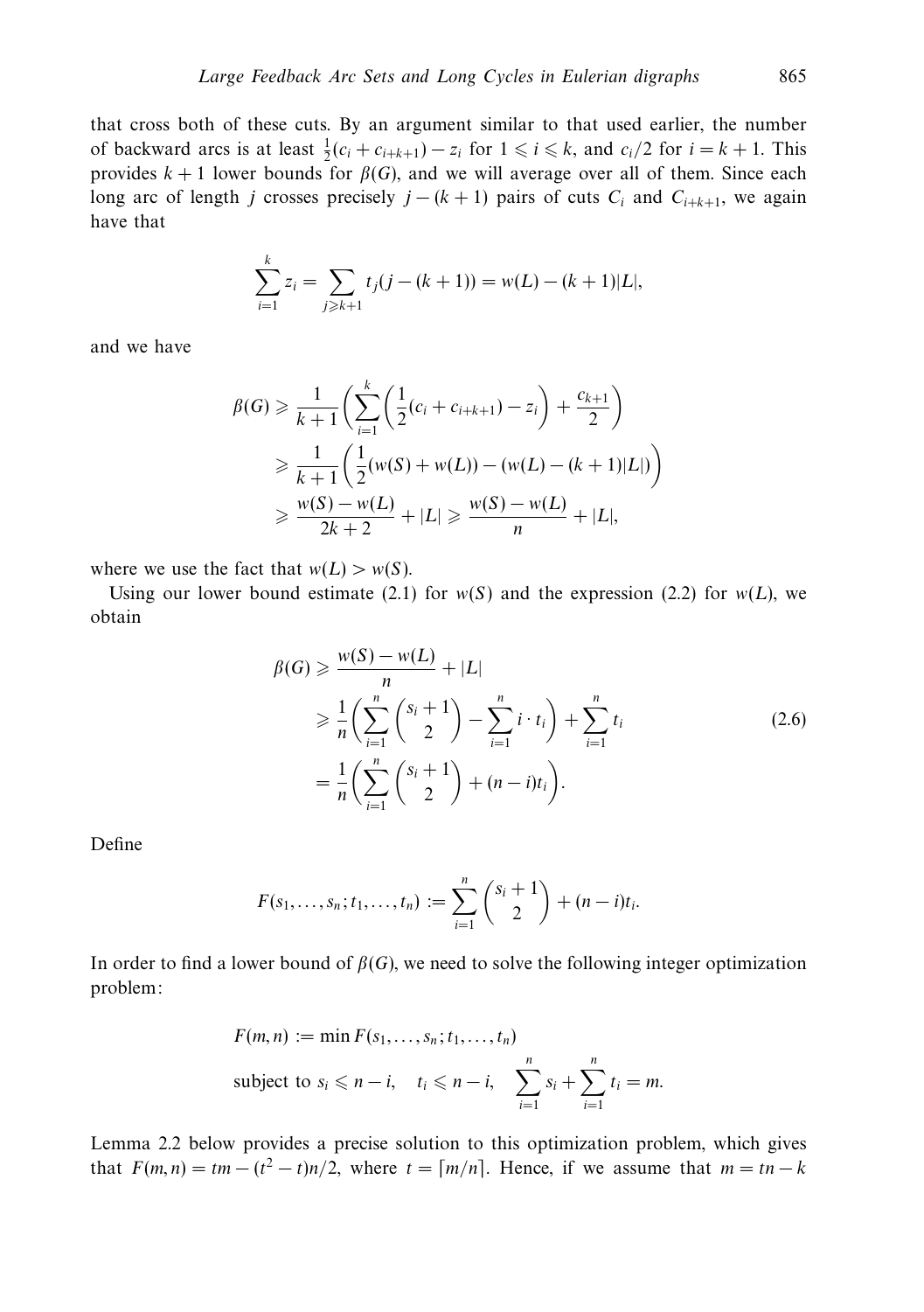that cross both of these cuts. By an argument similar to that used earlier, the number of backward arcs is at least $\frac{1}{2}(c_i + c_{i+k+1}) - z_i$ for $1 \leqslant i \leqslant k$, and $c_i/2$ for $i = k+1$. This provides $k+1$ lower bounds for $\beta(G)$, and we will average over all of them. Since each long arc of length $j$ crosses precisely $j - (k+1)$ pairs of cuts $C_i$ and $C_{i+k+1}$, we again have that

$$\sum_{i=1}^{k} z_i = \sum_{j \geqslant k+1} t_j (j - (k+1)) = w(L) - (k+1)|L|,$$

and we have

$$\begin{aligned}
\beta(G) &\geqslant \frac{1}{k+1}\left(\sum_{i=1}^{k}\left(\frac{1}{2}(c_i + c_{i+k+1}) - z_i\right) + \frac{c_{k+1}}{2}\right) \\
&\geqslant \frac{1}{k+1}\left(\frac{1}{2}(w(S) + w(L)) - (w(L) - (k+1)|L|)\right) \\
&\geqslant \frac{w(S) - w(L)}{2k+2} + |L| \geqslant \frac{w(S) - w(L)}{n} + |L|,
\end{aligned}$$

where we use the fact that $w(L) > w(S)$.

Using our lower bound estimate (2.1) for $w(S)$ and the expression (2.2) for $w(L)$, we obtain

$$\begin{aligned}
\beta(G) &\geqslant \frac{w(S) - w(L)}{n} + |L| \\
&\geqslant \frac{1}{n}\left(\sum_{i=1}^{n}\binom{s_i+1}{2} - \sum_{i=1}^{n} i \cdot t_i\right) + \sum_{i=1}^{n} t_i \\
&= \frac{1}{n}\left(\sum_{i=1}^{n}\binom{s_i+1}{2} + (n-i)t_i\right).
\end{aligned} \tag{2.6}$$

Define

$$F(s_1, \ldots, s_n; t_1, \ldots, t_n) := \sum_{i=1}^{n}\binom{s_i+1}{2} + (n-i)t_i.$$

In order to find a lower bound of $\beta(G)$, we need to solve the following integer optimization problem:

$$\begin{aligned}
&F(m,n) := \min F(s_1, \ldots, s_n; t_1, \ldots, t_n) \\
&\text{subject to } s_i \leqslant n - i, \quad t_i \leqslant n - i, \quad \sum_{i=1}^{n} s_i + \sum_{i=1}^{n} t_i = m.
\end{aligned}$$

Lemma 2.2 below provides a precise solution to this optimization problem, which gives that $F(m,n) = tm - (t^2 - t)n/2$, where $t = \lceil m/n \rceil$. Hence, if we assume that $m = tn - k$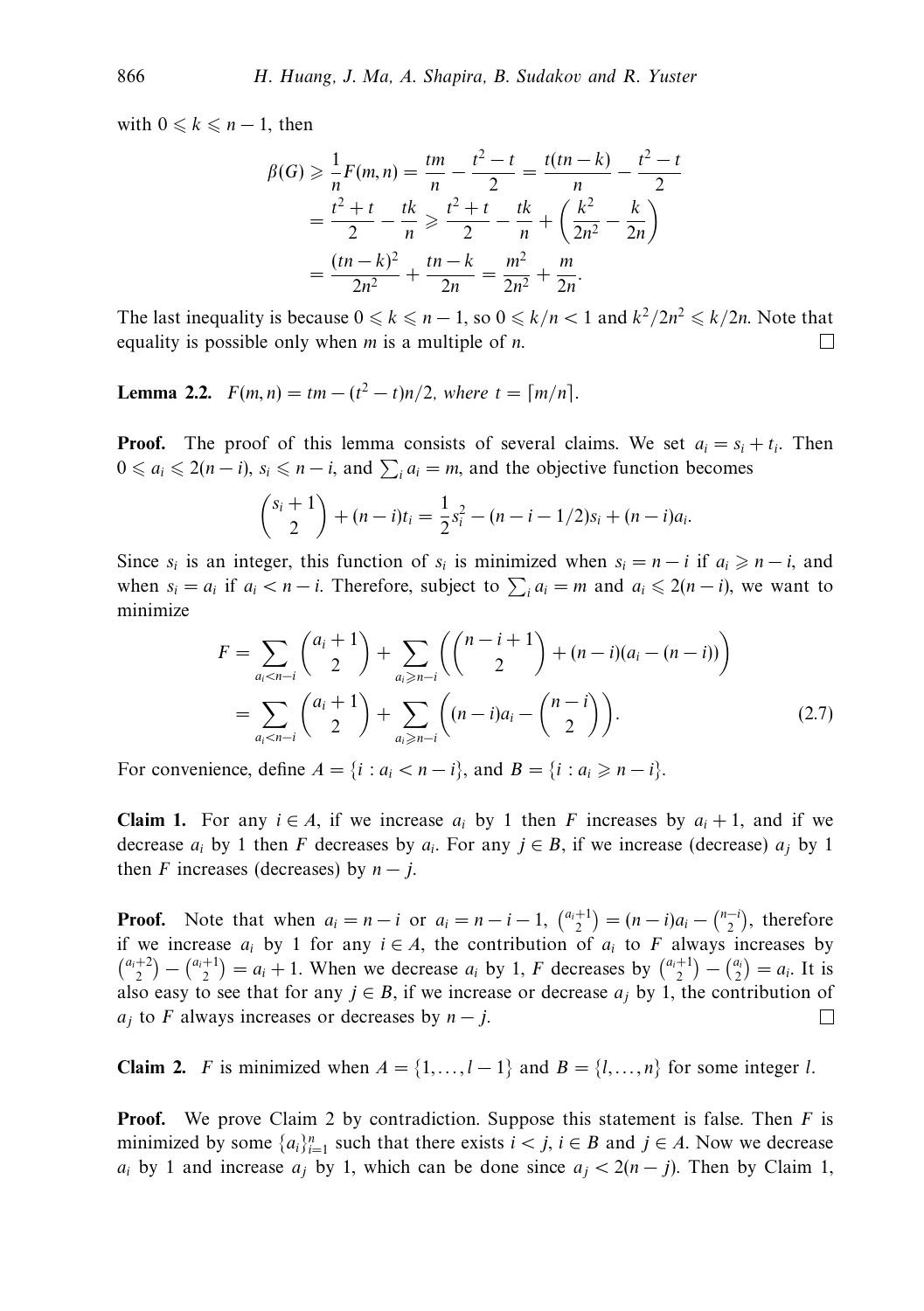with $0 \leqslant k \leqslant n-1$, then

$$
\begin{aligned}
\beta(G) &\geqslant \frac{1}{n}F(m,n) = \frac{tm}{n} - \frac{t^2-t}{2} = \frac{t(tn-k)}{n} - \frac{t^2-t}{2} \\
&= \frac{t^2+t}{2} - \frac{tk}{n} \geqslant \frac{t^2+t}{2} - \frac{tk}{n} + \left(\frac{k^2}{2n^2} - \frac{k}{2n}\right) \\
&= \frac{(tn-k)^2}{2n^2} + \frac{tn-k}{2n} = \frac{m^2}{2n^2} + \frac{m}{2n}.
\end{aligned}
$$

The last inequality is because $0 \leqslant k \leqslant n-1$, so $0 \leqslant k/n < 1$ and $k^2/2n^2 \leqslant k/2n$. Note that equality is possible only when $m$ is a multiple of $n$. □

**Lemma 2.2.** *$F(m,n) = tm - (t^2-t)n/2$, where $t = \lceil m/n \rceil$.*

**Proof.** The proof of this lemma consists of several claims. We set $a_i = s_i + t_i$. Then $0 \leqslant a_i \leqslant 2(n-i)$, $s_i \leqslant n-i$, and $\sum_i a_i = m$, and the objective function becomes

$$
\binom{s_i+1}{2} + (n-i)t_i = \frac{1}{2}s_i^2 - (n-i-1/2)s_i + (n-i)a_i.
$$

Since $s_i$ is an integer, this function of $s_i$ is minimized when $s_i = n-i$ if $a_i \geqslant n-i$, and when $s_i = a_i$ if $a_i < n-i$. Therefore, subject to $\sum_i a_i = m$ and $a_i \leqslant 2(n-i)$, we want to minimize

$$
\begin{aligned}
F &= \sum_{a_i < n-i} \binom{a_i+1}{2} + \sum_{a_i \geqslant n-i} \left( \binom{n-i+1}{2} + (n-i)(a_i - (n-i)) \right) \\
&= \sum_{a_i < n-i} \binom{a_i+1}{2} + \sum_{a_i \geqslant n-i} \left( (n-i)a_i - \binom{n-i}{2} \right). \qquad (2.7)
\end{aligned}
$$

For convenience, define $A = \{i : a_i < n-i\}$, and $B = \{i : a_i \geqslant n-i\}$.

**Claim 1.** For any $i \in A$, if we increase $a_i$ by 1 then $F$ increases by $a_i + 1$, and if we decrease $a_i$ by 1 then $F$ decreases by $a_i$. For any $j \in B$, if we increase (decrease) $a_j$ by 1 then $F$ increases (decreases) by $n-j$.

**Proof.** Note that when $a_i = n-i$ or $a_i = n-i-1$, $\binom{a_i+1}{2} = (n-i)a_i - \binom{n-i}{2}$, therefore if we increase $a_i$ by 1 for any $i \in A$, the contribution of $a_i$ to $F$ always increases by $\binom{a_i+2}{2} - \binom{a_i+1}{2} = a_i + 1$. When we decrease $a_i$ by 1, $F$ decreases by $\binom{a_i+1}{2} - \binom{a_i}{2} = a_i$. It is also easy to see that for any $j \in B$, if we increase or decrease $a_j$ by 1, the contribution of $a_j$ to $F$ always increases or decreases by $n-j$. □

**Claim 2.** $F$ is minimized when $A = \{1, \ldots, l-1\}$ and $B = \{l, \ldots, n\}$ for some integer $l$.

**Proof.** We prove Claim 2 by contradiction. Suppose this statement is false. Then $F$ is minimized by some $\{a_i\}_{i=1}^n$ such that there exists $i < j$, $i \in B$ and $j \in A$. Now we decrease $a_i$ by 1 and increase $a_j$ by 1, which can be done since $a_j < 2(n-j)$. Then by Claim 1,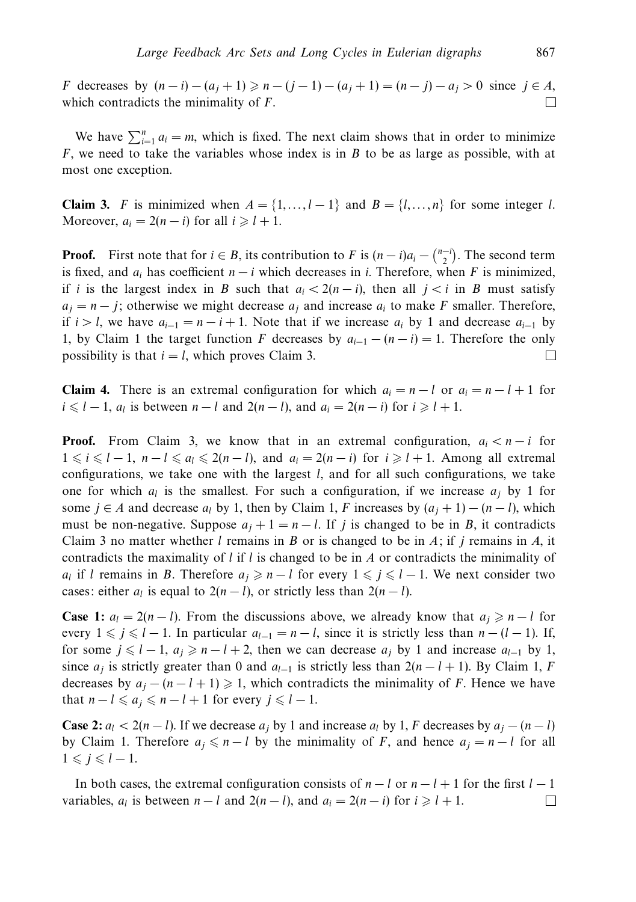$F$ decreases by $(n-i)-(a_j+1) \geqslant n-(j-1)-(a_j+1) = (n-j)-a_j > 0$ since $j \in A$, which contradicts the minimality of $F$. $\square$

We have $\sum_{i=1}^{n} a_i = m$, which is fixed. The next claim shows that in order to minimize $F$, we need to take the variables whose index is in $B$ to be as large as possible, with at most one exception.

**Claim 3.** $F$ is minimized when $A = \{1, \ldots, l-1\}$ and $B = \{l, \ldots, n\}$ for some integer $l$. Moreover, $a_i = 2(n-i)$ for all $i \geqslant l+1$.

**Proof.** First note that for $i \in B$, its contribution to $F$ is $(n-i)a_i - \binom{n-i}{2}$. The second term is fixed, and $a_i$ has coefficient $n-i$ which decreases in $i$. Therefore, when $F$ is minimized, if $i$ is the largest index in $B$ such that $a_i < 2(n-i)$, then all $j < i$ in $B$ must satisfy $a_j = n-j$; otherwise we might decrease $a_j$ and increase $a_i$ to make $F$ smaller. Therefore, if $i > l$, we have $a_{i-1} = n-i+1$. Note that if we increase $a_i$ by 1 and decrease $a_{i-1}$ by 1, by Claim 1 the target function $F$ decreases by $a_{i-1} - (n-i) = 1$. Therefore the only possibility is that $i = l$, which proves Claim 3. $\square$

**Claim 4.** There is an extremal configuration for which $a_i = n-l$ or $a_i = n-l+1$ for $i \leqslant l-1$, $a_l$ is between $n-l$ and $2(n-l)$, and $a_i = 2(n-i)$ for $i \geqslant l+1$.

**Proof.** From Claim 3, we know that in an extremal configuration, $a_i < n-i$ for $1 \leqslant i \leqslant l-1$, $n-l \leqslant a_l \leqslant 2(n-l)$, and $a_i = 2(n-i)$ for $i \geqslant l+1$. Among all extremal configurations, we take one with the largest $l$, and for all such configurations, we take one for which $a_l$ is the smallest. For such a configuration, if we increase $a_j$ by 1 for some $j \in A$ and decrease $a_l$ by 1, then by Claim 1, $F$ increases by $(a_j+1)-(n-l)$, which must be non-negative. Suppose $a_j + 1 = n-l$. If $j$ is changed to be in $B$, it contradicts Claim 3 no matter whether $l$ remains in $B$ or is changed to be in $A$; if $j$ remains in $A$, it contradicts the maximality of $l$ if $l$ is changed to be in $A$ or contradicts the minimality of $a_l$ if $l$ remains in $B$. Therefore $a_j \geqslant n-l$ for every $1 \leqslant j \leqslant l-1$. We next consider two cases: either $a_l$ is equal to $2(n-l)$, or strictly less than $2(n-l)$.

**Case 1:** $a_l = 2(n-l)$. From the discussions above, we already know that $a_j \geqslant n-l$ for every $1 \leqslant j \leqslant l-1$. In particular $a_{l-1} = n-l$, since it is strictly less than $n-(l-1)$. If, for some $j \leqslant l-1$, $a_j \geqslant n-l+2$, then we can decrease $a_j$ by 1 and increase $a_{l-1}$ by 1, since $a_j$ is strictly greater than 0 and $a_{l-1}$ is strictly less than $2(n-l+1)$. By Claim 1, $F$ decreases by $a_j - (n-l+1) \geqslant 1$, which contradicts the minimality of $F$. Hence we have that $n-l \leqslant a_j \leqslant n-l+1$ for every $j \leqslant l-1$.

**Case 2:** $a_l < 2(n-l)$. If we decrease $a_j$ by 1 and increase $a_l$ by 1, $F$ decreases by $a_j - (n-l)$ by Claim 1. Therefore $a_j \leqslant n-l$ by the minimality of $F$, and hence $a_j = n-l$ for all $1 \leqslant j \leqslant l-1$.

In both cases, the extremal configuration consists of $n-l$ or $n-l+1$ for the first $l-1$ variables, $a_l$ is between $n-l$ and $2(n-l)$, and $a_i = 2(n-i)$ for $i \geqslant l+1$. $\square$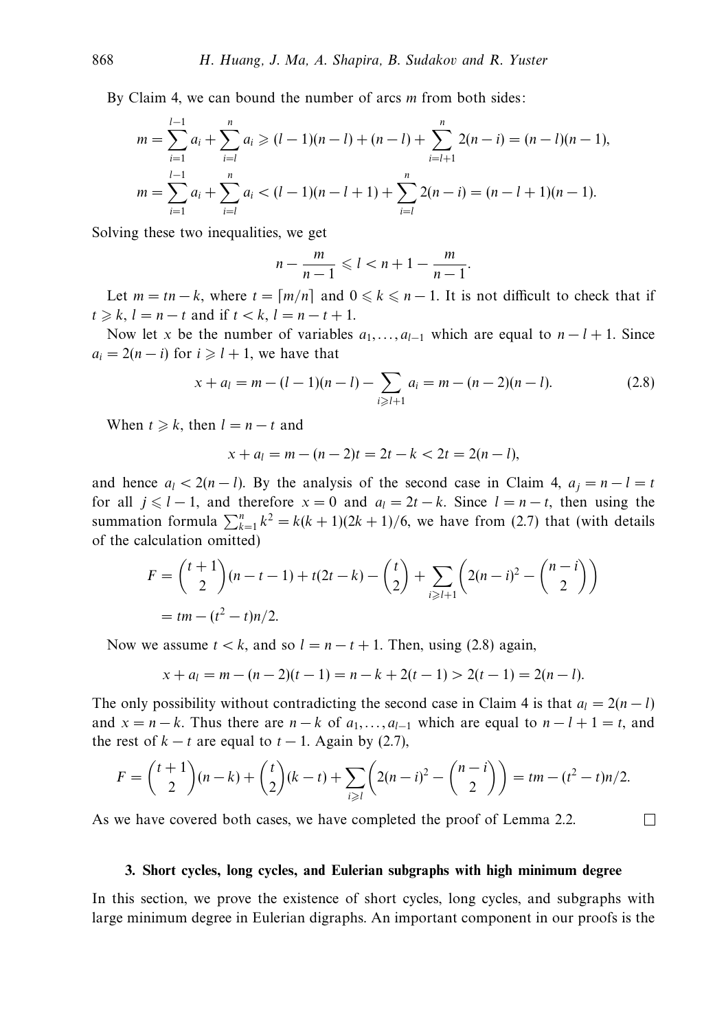By Claim 4, we can bound the number of arcs $m$ from both sides:

$$m = \sum_{i=1}^{l-1} a_i + \sum_{i=l}^{n} a_i \geqslant (l-1)(n-l) + (n-l) + \sum_{i=l+1}^{n} 2(n-i) = (n-l)(n-1),$$

$$m = \sum_{i=1}^{l-1} a_i + \sum_{i=l}^{n} a_i < (l-1)(n-l+1) + \sum_{i=l}^{n} 2(n-i) = (n-l+1)(n-1).$$

Solving these two inequalities, we get

$$n - \frac{m}{n-1} \leqslant l < n + 1 - \frac{m}{n-1}.$$

Let $m = tn - k$, where $t = \lceil m/n \rceil$ and $0 \leqslant k \leqslant n-1$. It is not difficult to check that if $t \geqslant k$, $l = n - t$ and if $t < k$, $l = n - t + 1$.

Now let $x$ be the number of variables $a_1, \ldots, a_{l-1}$ which are equal to $n - l + 1$. Since $a_i = 2(n-i)$ for $i \geqslant l+1$, we have that

$$x + a_l = m - (l-1)(n-l) - \sum_{i \geqslant l+1} a_i = m - (n-2)(n-l). \tag{2.8}$$

When $t \geqslant k$, then $l = n - t$ and

$$x + a_l = m - (n-2)t = 2t - k < 2t = 2(n-l),$$

and hence $a_l < 2(n-l)$. By the analysis of the second case in Claim 4, $a_j = n - l = t$ for all $j \leqslant l-1$, and therefore $x = 0$ and $a_l = 2t - k$. Since $l = n - t$, then using the summation formula $\sum_{k=1}^{n} k^2 = k(k+1)(2k+1)/6$, we have from (2.7) that (with details of the calculation omitted)

$$\begin{aligned} F &= \binom{t+1}{2}(n-t-1) + t(2t-k) - \binom{t}{2} + \sum_{i \geqslant l+1} \left( 2(n-i)^2 - \binom{n-i}{2} \right) \\ &= tm - (t^2 - t)n/2. \end{aligned}$$

Now we assume $t < k$, and so $l = n - t + 1$. Then, using (2.8) again,

$$x + a_l = m - (n-2)(t-1) = n - k + 2(t-1) > 2(t-1) = 2(n-l).$$

The only possibility without contradicting the second case in Claim 4 is that $a_l = 2(n-l)$ and $x = n - k$. Thus there are $n - k$ of $a_1, \ldots, a_{l-1}$ which are equal to $n - l + 1 = t$, and the rest of $k - t$ are equal to $t - 1$. Again by (2.7),

$$F = \binom{t+1}{2}(n-k) + \binom{t}{2}(k-t) + \sum_{i \geqslant l} \left( 2(n-i)^2 - \binom{n-i}{2} \right) = tm - (t^2 - t)n/2.$$

As we have covered both cases, we have completed the proof of Lemma 2.2. □

### 3. Short cycles, long cycles, and Eulerian subgraphs with high minimum degree

In this section, we prove the existence of short cycles, long cycles, and subgraphs with large minimum degree in Eulerian digraphs. An important component in our proofs is the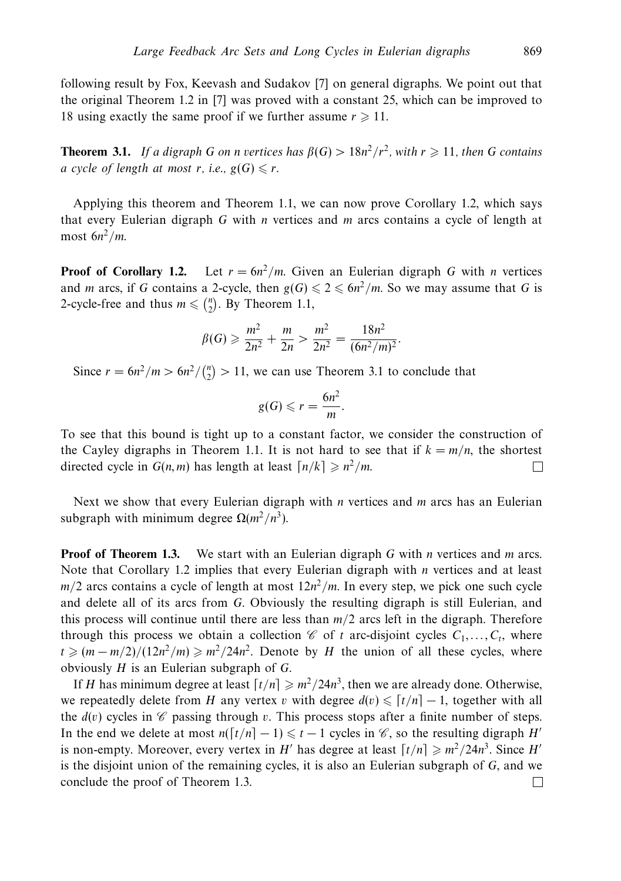following result by Fox, Keevash and Sudakov [7] on general digraphs. We point out that the original Theorem 1.2 in [7] was proved with a constant 25, which can be improved to 18 using exactly the same proof if we further assume $r \geqslant 11$.

**Theorem 3.1.** *If a digraph $G$ on $n$ vertices has $\beta(G) > 18n^2/r^2$, with $r \geqslant 11$, then $G$ contains a cycle of length at most $r$, i.e., $g(G) \leqslant r$.*

Applying this theorem and Theorem 1.1, we can now prove Corollary 1.2, which says that every Eulerian digraph $G$ with $n$ vertices and $m$ arcs contains a cycle of length at most $6n^2/m$.

**Proof of Corollary 1.2.** Let $r = 6n^2/m$. Given an Eulerian digraph $G$ with $n$ vertices and $m$ arcs, if $G$ contains a 2-cycle, then $g(G) \leqslant 2 \leqslant 6n^2/m$. So we may assume that $G$ is 2-cycle-free and thus $m \leqslant \binom{n}{2}$. By Theorem 1.1,

$$\beta(G) \geqslant \frac{m^2}{2n^2} + \frac{m}{2n} > \frac{m^2}{2n^2} = \frac{18n^2}{(6n^2/m)^2}.$$

Since $r = 6n^2/m > 6n^2/\binom{n}{2} > 11$, we can use Theorem 3.1 to conclude that

$$g(G) \leqslant r = \frac{6n^2}{m}.$$

To see that this bound is tight up to a constant factor, we consider the construction of the Cayley digraphs in Theorem 1.1. It is not hard to see that if $k = m/n$, the shortest directed cycle in $G(n,m)$ has length at least $\lceil n/k \rceil \geqslant n^2/m$. $\square$

Next we show that every Eulerian digraph with $n$ vertices and $m$ arcs has an Eulerian subgraph with minimum degree $\Omega(m^2/n^3)$.

**Proof of Theorem 1.3.** We start with an Eulerian digraph $G$ with $n$ vertices and $m$ arcs. Note that Corollary 1.2 implies that every Eulerian digraph with $n$ vertices and at least $m/2$ arcs contains a cycle of length at most $12n^2/m$. In every step, we pick one such cycle and delete all of its arcs from $G$. Obviously the resulting digraph is still Eulerian, and this process will continue until there are less than $m/2$ arcs left in the digraph. Therefore through this process we obtain a collection $\mathscr{C}$ of $t$ arc-disjoint cycles $C_1, \ldots, C_t$, where $t \geqslant (m - m/2)/(12n^2/m) \geqslant m^2/24n^2$. Denote by $H$ the union of all these cycles, where obviously $H$ is an Eulerian subgraph of $G$.

If $H$ has minimum degree at least $\lceil t/n \rceil \geqslant m^2/24n^3$, then we are already done. Otherwise, we repeatedly delete from $H$ any vertex $v$ with degree $d(v) \leqslant \lceil t/n \rceil - 1$, together with all the $d(v)$ cycles in $\mathscr{C}$ passing through $v$. This process stops after a finite number of steps. In the end we delete at most $n(\lceil t/n \rceil - 1) \leqslant t - 1$ cycles in $\mathscr{C}$, so the resulting digraph $H'$ is non-empty. Moreover, every vertex in $H'$ has degree at least $\lceil t/n \rceil \geqslant m^2/24n^3$. Since $H'$ is the disjoint union of the remaining cycles, it is also an Eulerian subgraph of $G$, and we conclude the proof of Theorem 1.3. $\square$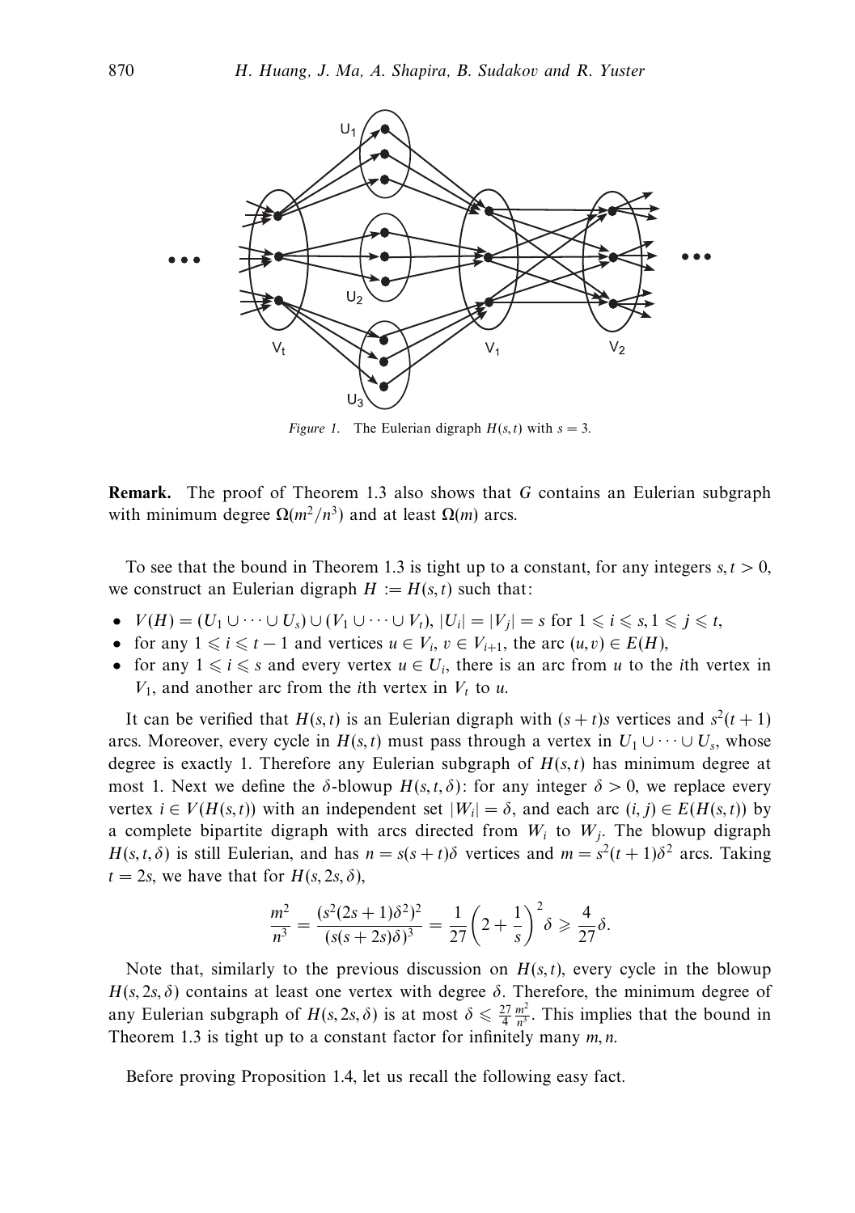*Figure 1.* The Eulerian digraph $H(s,t)$ with $s = 3$.

**Remark.** The proof of Theorem 1.3 also shows that $G$ contains an Eulerian subgraph with minimum degree $\Omega(m^2/n^3)$ and at least $\Omega(m)$ arcs.

To see that the bound in Theorem 1.3 is tight up to a constant, for any integers $s, t > 0$, we construct an Eulerian digraph $H := H(s,t)$ such that:

- $V(H) = (U_1 \cup \cdots \cup U_s) \cup (V_1 \cup \cdots \cup V_t)$, $|U_i| = |V_j| = s$ for $1 \leqslant i \leqslant s, 1 \leqslant j \leqslant t$,
- for any $1 \leqslant i \leqslant t-1$ and vertices $u \in V_i$, $v \in V_{i+1}$, the arc $(u,v) \in E(H)$,
- for any $1 \leqslant i \leqslant s$ and every vertex $u \in U_i$, there is an arc from $u$ to the $i$th vertex in $V_1$, and another arc from the $i$th vertex in $V_t$ to $u$.

It can be verified that $H(s,t)$ is an Eulerian digraph with $(s+t)s$ vertices and $s^2(t+1)$ arcs. Moreover, every cycle in $H(s,t)$ must pass through a vertex in $U_1 \cup \cdots \cup U_s$, whose degree is exactly 1. Therefore any Eulerian subgraph of $H(s,t)$ has minimum degree at most 1. Next we define the $\delta$-blowup $H(s,t,\delta)$: for any integer $\delta > 0$, we replace every vertex $i \in V(H(s,t))$ with an independent set $|W_i| = \delta$, and each arc $(i,j) \in E(H(s,t))$ by a complete bipartite digraph with arcs directed from $W_i$ to $W_j$. The blowup digraph $H(s,t,\delta)$ is still Eulerian, and has $n = s(s+t)\delta$ vertices and $m = s^2(t+1)\delta^2$ arcs. Taking $t = 2s$, we have that for $H(s, 2s, \delta)$,

$$\frac{m^2}{n^3} = \frac{(s^2(2s+1)\delta^2)^2}{(s(s+2s)\delta)^3} = \frac{1}{27}\left(2 + \frac{1}{s}\right)^2 \delta \geqslant \frac{4}{27}\delta.$$

Note that, similarly to the previous discussion on $H(s,t)$, every cycle in the blowup $H(s, 2s, \delta)$ contains at least one vertex with degree $\delta$. Therefore, the minimum degree of any Eulerian subgraph of $H(s, 2s, \delta)$ is at most $\delta \leqslant \frac{27}{4}\frac{m^2}{n^3}$. This implies that the bound in Theorem 1.3 is tight up to a constant factor for infinitely many $m, n$.

Before proving Proposition 1.4, let us recall the following easy fact.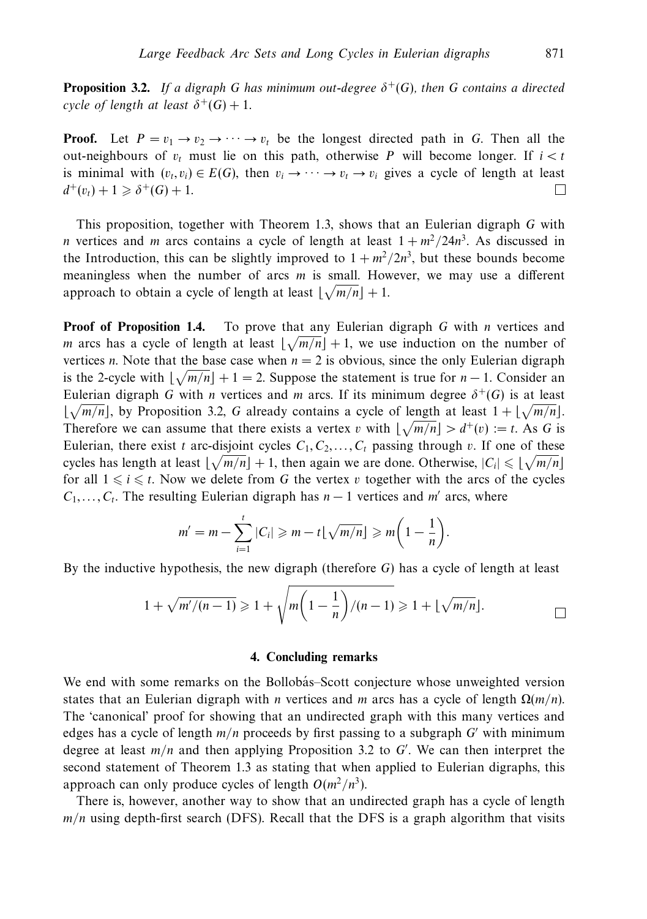**Proposition 3.2.** *If a digraph $G$ has minimum out-degree $\delta^+(G)$, then $G$ contains a directed cycle of length at least $\delta^+(G) + 1$.*

**Proof.** Let $P = v_1 \to v_2 \to \cdots \to v_t$ be the longest directed path in $G$. Then all the out-neighbours of $v_t$ must lie on this path, otherwise $P$ will become longer. If $i < t$ is minimal with $(v_t, v_i) \in E(G)$, then $v_i \to \cdots \to v_t \to v_i$ gives a cycle of length at least $d^+(v_t) + 1 \geqslant \delta^+(G) + 1$. □

This proposition, together with Theorem 1.3, shows that an Eulerian digraph $G$ with $n$ vertices and $m$ arcs contains a cycle of length at least $1 + m^2/24n^3$. As discussed in the Introduction, this can be slightly improved to $1 + m^2/2n^3$, but these bounds become meaningless when the number of arcs $m$ is small. However, we may use a different approach to obtain a cycle of length at least $\lfloor \sqrt{m/n} \rfloor + 1$.

**Proof of Proposition 1.4.** To prove that any Eulerian digraph $G$ with $n$ vertices and $m$ arcs has a cycle of length at least $\lfloor \sqrt{m/n} \rfloor + 1$, we use induction on the number of vertices $n$. Note that the base case when $n = 2$ is obvious, since the only Eulerian digraph is the 2-cycle with $\lfloor \sqrt{m/n} \rfloor + 1 = 2$. Suppose the statement is true for $n - 1$. Consider an Eulerian digraph $G$ with $n$ vertices and $m$ arcs. If its minimum degree $\delta^+(G)$ is at least $\lfloor \sqrt{m/n} \rfloor$, by Proposition 3.2, $G$ already contains a cycle of length at least $1 + \lfloor \sqrt{m/n} \rfloor$. Therefore we can assume that there exists a vertex $v$ with $\lfloor \sqrt{m/n} \rfloor > d^+(v) := t$. As $G$ is Eulerian, there exist $t$ arc-disjoint cycles $C_1, C_2, \ldots, C_t$ passing through $v$. If one of these cycles has length at least $\lfloor \sqrt{m/n} \rfloor + 1$, then again we are done. Otherwise, $|C_i| \leqslant \lfloor \sqrt{m/n} \rfloor$ for all $1 \leqslant i \leqslant t$. Now we delete from $G$ the vertex $v$ together with the arcs of the cycles $C_1, \ldots, C_t$. The resulting Eulerian digraph has $n - 1$ vertices and $m'$ arcs, where

$$m' = m - \sum_{i=1}^{t} |C_i| \geqslant m - t\lfloor \sqrt{m/n} \rfloor \geqslant m\left(1 - \frac{1}{n}\right).$$

By the inductive hypothesis, the new digraph (therefore $G$) has a cycle of length at least

$$1 + \sqrt{m'/(n-1)} \geqslant 1 + \sqrt{m\left(1 - \frac{1}{n}\right)/(n-1)} \geqslant 1 + \lfloor \sqrt{m/n} \rfloor.$$

□

## 4. Concluding remarks

We end with some remarks on the Bollobás–Scott conjecture whose unweighted version states that an Eulerian digraph with $n$ vertices and $m$ arcs has a cycle of length $\Omega(m/n)$. The 'canonical' proof for showing that an undirected graph with this many vertices and edges has a cycle of length $m/n$ proceeds by first passing to a subgraph $G'$ with minimum degree at least $m/n$ and then applying Proposition 3.2 to $G'$. We can then interpret the second statement of Theorem 1.3 as stating that when applied to Eulerian digraphs, this approach can only produce cycles of length $O(m^2/n^3)$.

There is, however, another way to show that an undirected graph has a cycle of length $m/n$ using depth-first search (DFS). Recall that the DFS is a graph algorithm that visits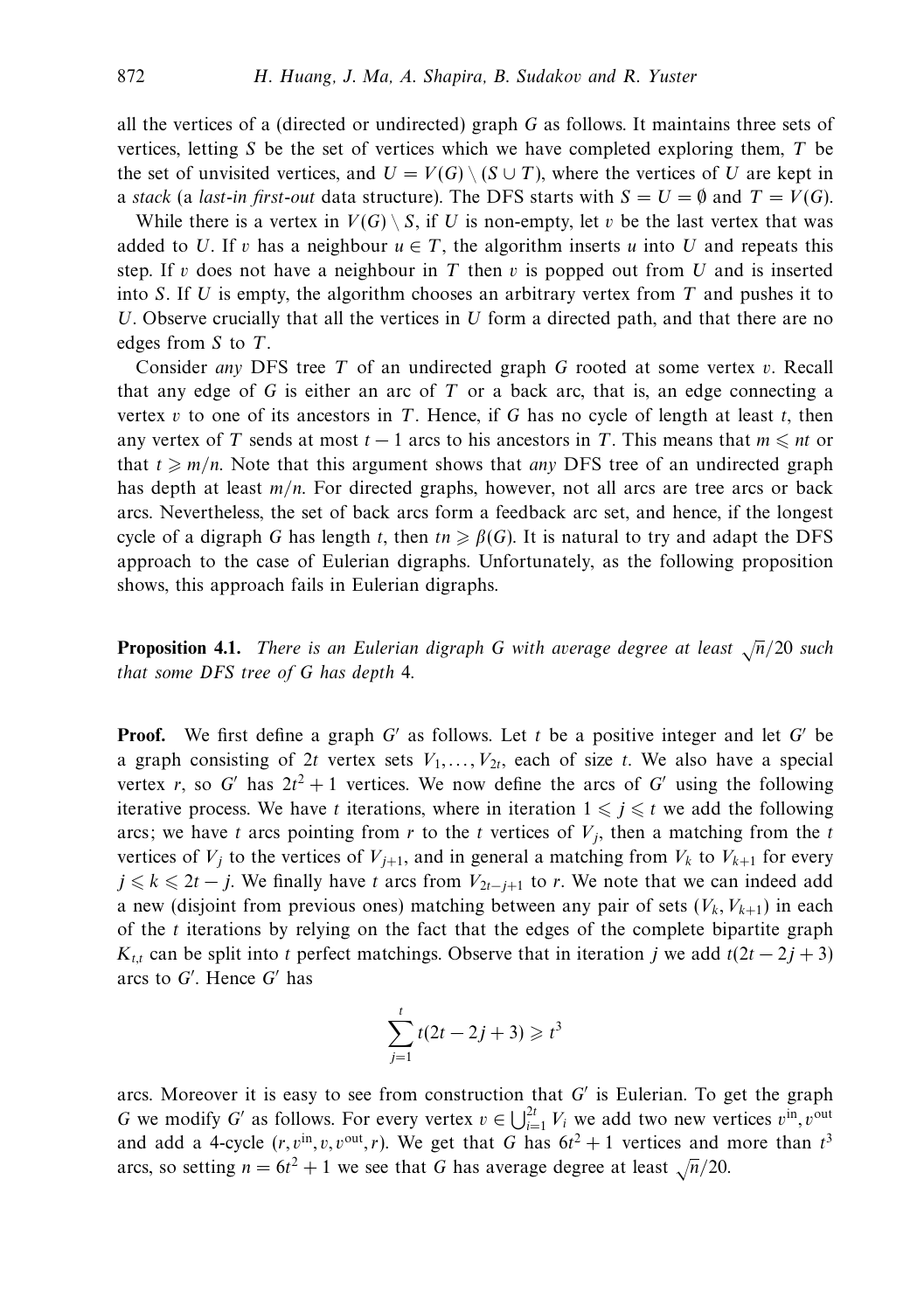all the vertices of a (directed or undirected) graph $G$ as follows. It maintains three sets of vertices, letting $S$ be the set of vertices which we have completed exploring them, $T$ be the set of unvisited vertices, and $U = V(G) \setminus (S \cup T)$, where the vertices of $U$ are kept in a *stack* (a *last-in first-out* data structure). The DFS starts with $S = U = \emptyset$ and $T = V(G)$.

While there is a vertex in $V(G) \setminus S$, if $U$ is non-empty, let $v$ be the last vertex that was added to $U$. If $v$ has a neighbour $u \in T$, the algorithm inserts $u$ into $U$ and repeats this step. If $v$ does not have a neighbour in $T$ then $v$ is popped out from $U$ and is inserted into $S$. If $U$ is empty, the algorithm chooses an arbitrary vertex from $T$ and pushes it to $U$. Observe crucially that all the vertices in $U$ form a directed path, and that there are no edges from $S$ to $T$.

Consider *any* DFS tree $T$ of an undirected graph $G$ rooted at some vertex $v$. Recall that any edge of $G$ is either an arc of $T$ or a back arc, that is, an edge connecting a vertex $v$ to one of its ancestors in $T$. Hence, if $G$ has no cycle of length at least $t$, then any vertex of $T$ sends at most $t-1$ arcs to his ancestors in $T$. This means that $m \leqslant nt$ or that $t \geqslant m/n$. Note that this argument shows that *any* DFS tree of an undirected graph has depth at least $m/n$. For directed graphs, however, not all arcs are tree arcs or back arcs. Nevertheless, the set of back arcs form a feedback arc set, and hence, if the longest cycle of a digraph $G$ has length $t$, then $tn \geqslant \beta(G)$. It is natural to try and adapt the DFS approach to the case of Eulerian digraphs. Unfortunately, as the following proposition shows, this approach fails in Eulerian digraphs.

**Proposition 4.1.** *There is an Eulerian digraph $G$ with average degree at least $\sqrt{n}/20$ such that some DFS tree of $G$ has depth* 4.

**Proof.** We first define a graph $G'$ as follows. Let $t$ be a positive integer and let $G'$ be a graph consisting of $2t$ vertex sets $V_1, \ldots, V_{2t}$, each of size $t$. We also have a special vertex $r$, so $G'$ has $2t^2 + 1$ vertices. We now define the arcs of $G'$ using the following iterative process. We have $t$ iterations, where in iteration $1 \leqslant j \leqslant t$ we add the following arcs; we have $t$ arcs pointing from $r$ to the $t$ vertices of $V_j$, then a matching from the $t$ vertices of $V_j$ to the vertices of $V_{j+1}$, and in general a matching from $V_k$ to $V_{k+1}$ for every $j \leqslant k \leqslant 2t - j$. We finally have $t$ arcs from $V_{2t-j+1}$ to $r$. We note that we can indeed add a new (disjoint from previous ones) matching between any pair of sets $(V_k, V_{k+1})$ in each of the $t$ iterations by relying on the fact that the edges of the complete bipartite graph $K_{t,t}$ can be split into $t$ perfect matchings. Observe that in iteration $j$ we add $t(2t - 2j + 3)$ arcs to $G'$. Hence $G'$ has

$$\sum_{j=1}^{t} t(2t - 2j + 3) \geqslant t^3$$

arcs. Moreover it is easy to see from construction that $G'$ is Eulerian. To get the graph $G$ we modify $G'$ as follows. For every vertex $v \in \bigcup_{i=1}^{2t} V_i$ we add two new vertices $v^{\text{in}}, v^{\text{out}}$ and add a 4-cycle $(r, v^{\text{in}}, v, v^{\text{out}}, r)$. We get that $G$ has $6t^2 + 1$ vertices and more than $t^3$ arcs, so setting $n = 6t^2 + 1$ we see that $G$ has average degree at least $\sqrt{n}/20$.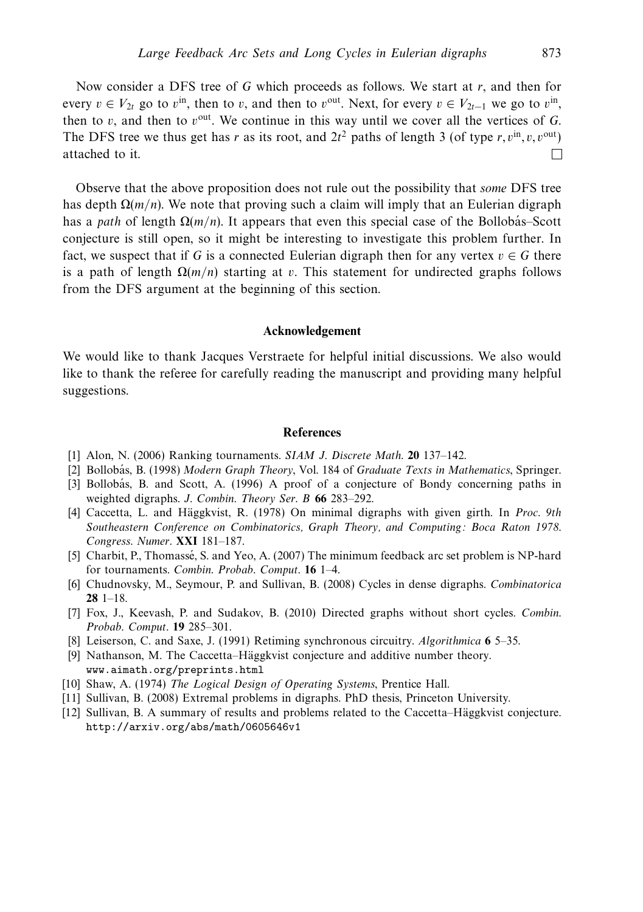Now consider a DFS tree of $G$ which proceeds as follows. We start at $r$, and then for every $v \in V_{2t}$ go to $v^{\text{in}}$, then to $v$, and then to $v^{\text{out}}$. Next, for every $v \in V_{2t-1}$ we go to $v^{\text{in}}$, then to $v$, and then to $v^{\text{out}}$. We continue in this way until we cover all the vertices of $G$. The DFS tree we thus get has $r$ as its root, and $2t^2$ paths of length 3 (of type $r, v^{\text{in}}, v, v^{\text{out}}$) attached to it. □

Observe that the above proposition does not rule out the possibility that *some* DFS tree has depth $\Omega(m/n)$. We note that proving such a claim will imply that an Eulerian digraph has a *path* of length $\Omega(m/n)$. It appears that even this special case of the Bollobás–Scott conjecture is still open, so it might be interesting to investigate this problem further. In fact, we suspect that if $G$ is a connected Eulerian digraph then for any vertex $v \in G$ there is a path of length $\Omega(m/n)$ starting at $v$. This statement for undirected graphs follows from the DFS argument at the beginning of this section.

## Acknowledgement

We would like to thank Jacques Verstraete for helpful initial discussions. We also would like to thank the referee for carefully reading the manuscript and providing many helpful suggestions.

## References

[1] Alon, N. (2006) Ranking tournaments. *SIAM J. Discrete Math.* **20** 137–142.

[2] Bollobás, B. (1998) *Modern Graph Theory*, Vol. 184 of *Graduate Texts in Mathematics*, Springer.

[3] Bollobás, B. and Scott, A. (1996) A proof of a conjecture of Bondy concerning paths in weighted digraphs. *J. Combin. Theory Ser. B* **66** 283–292.

[4] Caccetta, L. and Häggkvist, R. (1978) On minimal digraphs with given girth. In *Proc. 9th Southeastern Conference on Combinatorics, Graph Theory, and Computing: Boca Raton 1978. Congress. Numer.* **XXI** 181–187.

[5] Charbit, P., Thomassé, S. and Yeo, A. (2007) The minimum feedback arc set problem is NP-hard for tournaments. *Combin. Probab. Comput.* **16** 1–4.

[6] Chudnovsky, M., Seymour, P. and Sullivan, B. (2008) Cycles in dense digraphs. *Combinatorica* **28** 1–18.

[7] Fox, J., Keevash, P. and Sudakov, B. (2010) Directed graphs without short cycles. *Combin. Probab. Comput.* **19** 285–301.

[8] Leiserson, C. and Saxe, J. (1991) Retiming synchronous circuitry. *Algorithmica* **6** 5–35.

[9] Nathanson, M. The Caccetta–Häggkvist conjecture and additive number theory. www.aimath.org/preprints.html

[10] Shaw, A. (1974) *The Logical Design of Operating Systems*, Prentice Hall.

[11] Sullivan, B. (2008) Extremal problems in digraphs. PhD thesis, Princeton University.

[12] Sullivan, B. A summary of results and problems related to the Caccetta–Häggkvist conjecture. http://arxiv.org/abs/math/0605646v1